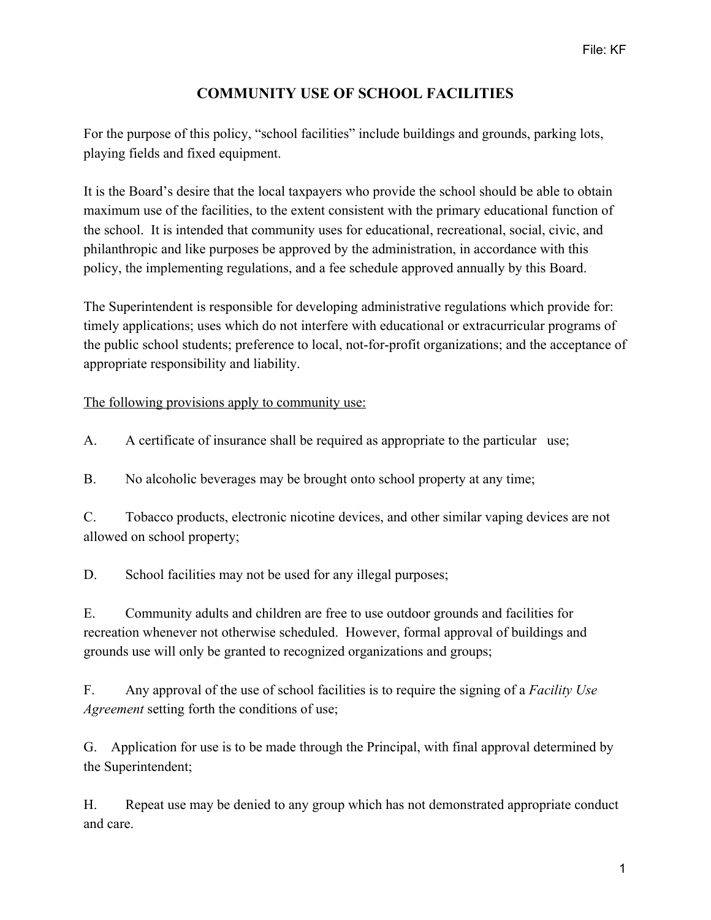File: KF

# COMMUNITY USE OF SCHOOL FACILITIES

For the purpose of this policy, "school facilities" include buildings and grounds, parking lots, playing fields and fixed equipment.

It is the Board's desire that the local taxpayers who provide the school should be able to obtain maximum use of the facilities, to the extent consistent with the primary educational function of the school. It is intended that community uses for educational, recreational, social, civic, and philanthropic and like purposes be approved by the administration, in accordance with this policy, the implementing regulations, and a fee schedule approved annually by this Board.

The Superintendent is responsible for developing administrative regulations which provide for: timely applications; uses which do not interfere with educational or extracurricular programs of the public school students; preference to local, not-for-profit organizations; and the acceptance of appropriate responsibility and liability.

<u>The following provisions apply to community use:</u>

A. A certificate of insurance shall be required as appropriate to the particular use;

B. No alcoholic beverages may be brought onto school property at any time;

C. Tobacco products, electronic nicotine devices, and other similar vaping devices are not allowed on school property;

D. School facilities may not be used for any illegal purposes;

E. Community adults and children are free to use outdoor grounds and facilities for recreation whenever not otherwise scheduled. However, formal approval of buildings and grounds use will only be granted to recognized organizations and groups;

F. Any approval of the use of school facilities is to require the signing of a *Facility Use Agreement* setting forth the conditions of use;

G. Application for use is to be made through the Principal, with final approval determined by the Superintendent;

H. Repeat use may be denied to any group which has not demonstrated appropriate conduct and care.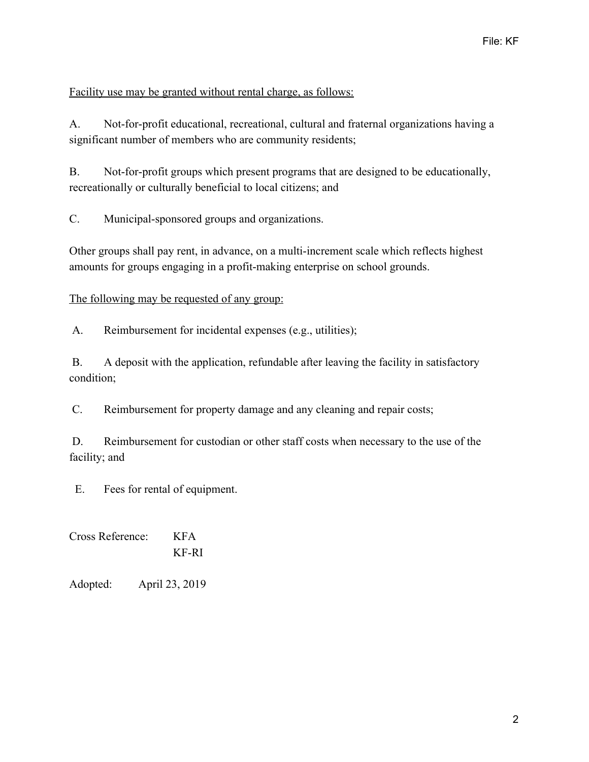<u>Facility use may be granted without rental charge, as follows:</u>

A. Not-for-profit educational, recreational, cultural and fraternal organizations having a significant number of members who are community residents;

B. Not-for-profit groups which present programs that are designed to be educationally, recreationally or culturally beneficial to local citizens; and

C. Municipal-sponsored groups and organizations.

Other groups shall pay rent, in advance, on a multi-increment scale which reflects highest amounts for groups engaging in a profit-making enterprise on school grounds.

<u>The following may be requested of any group:</u>

A. Reimbursement for incidental expenses (e.g., utilities);

B. A deposit with the application, refundable after leaving the facility in satisfactory condition;

C. Reimbursement for property damage and any cleaning and repair costs;

D. Reimbursement for custodian or other staff costs when necessary to the use of the facility; and

E. Fees for rental of equipment.

Cross Reference: KFA
KF-RI

Adopted: April 23, 2019